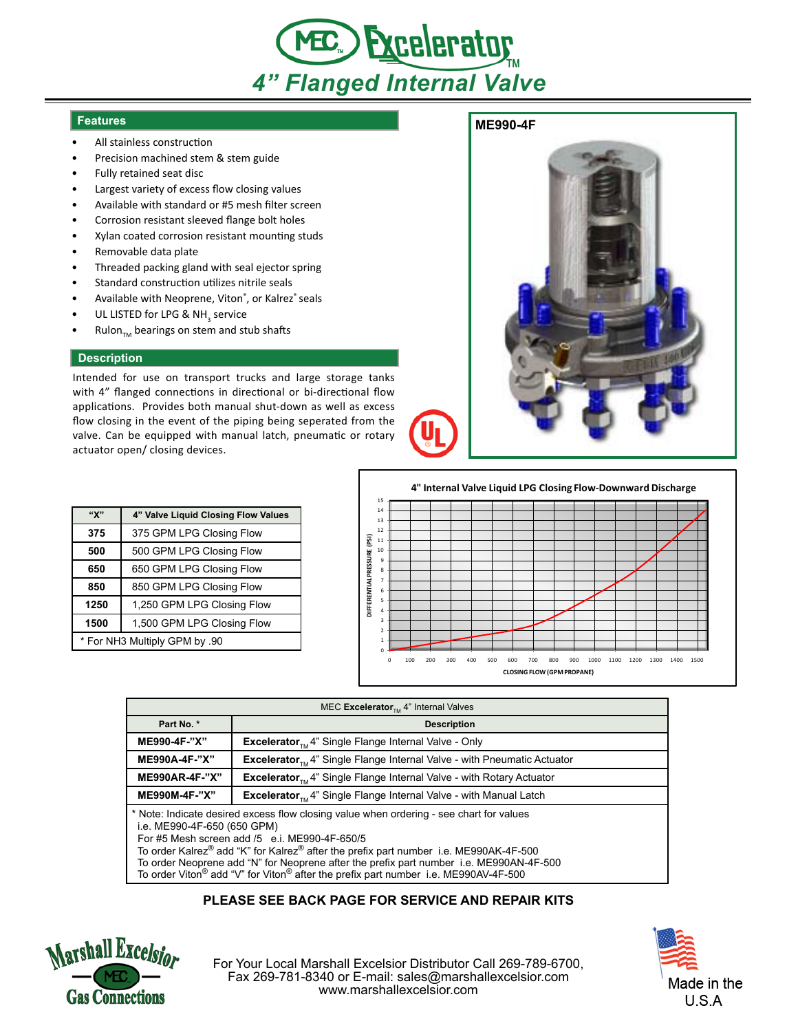# MEC Excelerator™

## 4" Flanged Internal Valve

### Features

- All stainless construction
- Precision machined stem & stem guide
- Fully retained seat disc
- Largest variety of excess flow closing values
- Available with standard or #5 mesh filter screen
- Corrosion resistant sleeved flange bolt holes
- Xylan coated corrosion resistant mounting studs
- Removable data plate
- Threaded packing gland with seal ejector spring
- Standard construction utilizes nitrile seals
- Available with Neoprene, Viton®, or Kalrez® seals
- UL LISTED for LPG & $NH_3$ service
- Rulon™ bearings on stem and stub shafts

### Description

Intended for use on transport trucks and large storage tanks with 4" flanged connections in directional or bi-directional flow applications. Provides both manual shut-down as well as excess flow closing in the event of the piping being seperated from the valve. Can be equipped with manual latch, pneumatic or rotary actuator open/ closing devices.

**ME990-4F**

| "X" | 4" Valve Liquid Closing Flow Values |
|---|---|
| 375 | 375 GPM LPG Closing Flow |
| 500 | 500 GPM LPG Closing Flow |
| 650 | 650 GPM LPG Closing Flow |
| 850 | 850 GPM LPG Closing Flow |
| 1250 | 1,250 GPM LPG Closing Flow |
| 1500 | 1,500 GPM LPG Closing Flow |
| * For NH3 Multiply GPM by .90 | |

**4" Internal Valve Liquid LPG Closing Flow-Downward Discharge**

(Chart: DIFFERENTIAL PRESSURE (PSI) 0–15 vs. CLOSING FLOW (GPM PROPANE) 0–1500)

| MEC Excelerator™ 4" Internal Valves | |
|---|---|
| **Part No. *** | **Description** |
| **ME990-4F-"X"** | **Excelerator**™ 4" Single Flange Internal Valve - Only |
| **ME990A-4F-"X"** | **Excelerator**™ 4" Single Flange Internal Valve - with Pneumatic Actuator |
| **ME990AR-4F-"X"** | **Excelerator**™ 4" Single Flange Internal Valve - with Rotary Actuator |
| **ME990M-4F-"X"** | **Excelerator**™ 4" Single Flange Internal Valve - with Manual Latch |

\* Note: Indicate desired excess flow closing value when ordering - see chart for values
i.e. ME990-4F-650 (650 GPM)
For #5 Mesh screen add /5 e.i. ME990-4F-650/5
To order Kalrez® add "K" for Kalrez® after the prefix part number i.e. ME990AK-4F-500
To order Neoprene add "N" for Neoprene after the prefix part number i.e. ME990AN-4F-500
To order Viton® add "V" for Viton® after the prefix part number i.e. ME990AV-4F-500

**PLEASE SEE BACK PAGE FOR SERVICE AND REPAIR KITS**

Marshall Excelsior MEC Gas Connections

For Your Local Marshall Excelsior Distributor Call 269-789-6700,
Fax 269-781-8340 or E-mail: sales@marshallexcelsior.com
www.marshallexcelsior.com

Made in the U.S.A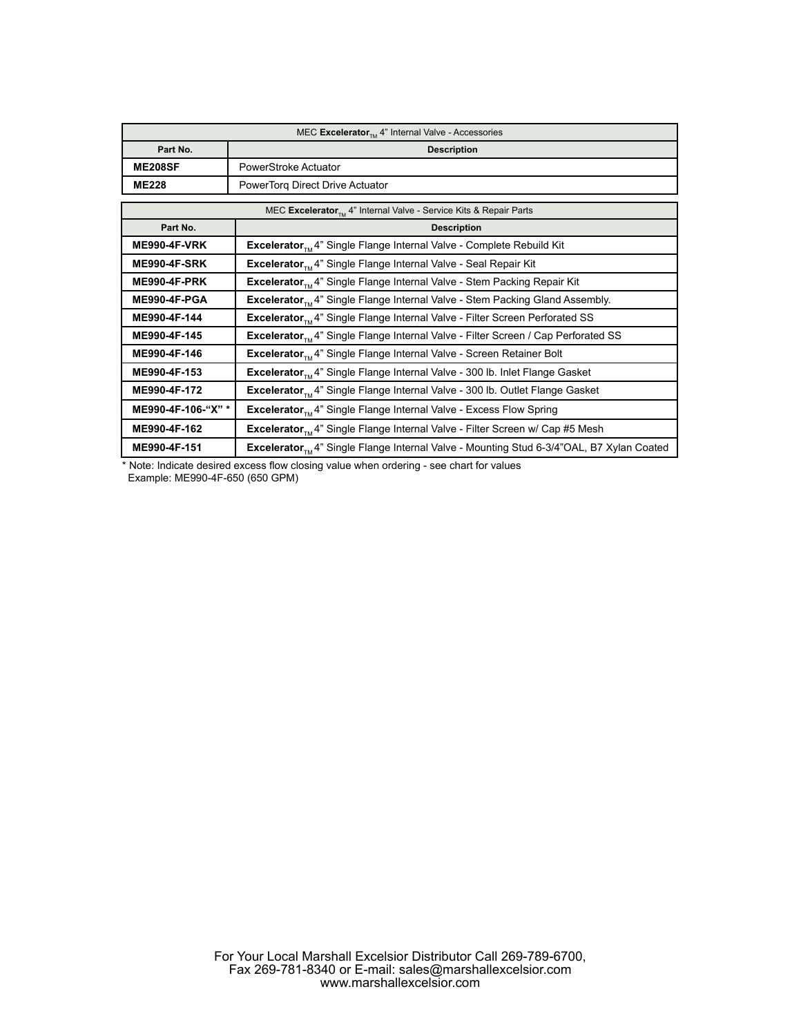| MEC **Excelerator**TM 4" Internal Valve - Accessories | |
|---|---|
| **Part No.** | **Description** |
| **ME208SF** | PowerStroke Actuator |
| **ME228** | PowerTorq Direct Drive Actuator |

| MEC **Excelerator**TM 4" Internal Valve - Service Kits & Repair Parts | |
|---|---|
| **Part No.** | **Description** |
| **ME990-4F-VRK** | **Excelerator**TM 4" Single Flange Internal Valve - Complete Rebuild Kit |
| **ME990-4F-SRK** | **Excelerator**TM 4" Single Flange Internal Valve - Seal Repair Kit |
| **ME990-4F-PRK** | **Excelerator**TM 4" Single Flange Internal Valve - Stem Packing Repair Kit |
| **ME990-4F-PGA** | **Excelerator**TM 4" Single Flange Internal Valve - Stem Packing Gland Assembly. |
| **ME990-4F-144** | **Excelerator**TM 4" Single Flange Internal Valve - Filter Screen Perforated SS |
| **ME990-4F-145** | **Excelerator**TM 4" Single Flange Internal Valve - Filter Screen / Cap Perforated SS |
| **ME990-4F-146** | **Excelerator**TM 4" Single Flange Internal Valve - Screen Retainer Bolt |
| **ME990-4F-153** | **Excelerator**TM 4" Single Flange Internal Valve - 300 lb. Inlet Flange Gasket |
| **ME990-4F-172** | **Excelerator**TM 4" Single Flange Internal Valve - 300 lb. Outlet Flange Gasket |
| **ME990-4F-106-"X" *** | **Excelerator**TM 4" Single Flange Internal Valve - Excess Flow Spring |
| **ME990-4F-162** | **Excelerator**TM 4" Single Flange Internal Valve - Filter Screen w/ Cap #5 Mesh |
| **ME990-4F-151** | **Excelerator**TM 4" Single Flange Internal Valve - Mounting Stud 6-3/4"OAL, B7 Xylan Coated |

* Note: Indicate desired excess flow closing value when ordering - see chart for values
Example: ME990-4F-650 (650 GPM)

For Your Local Marshall Excelsior Distributor Call 269-789-6700,
Fax 269-781-8340 or E-mail: sales@marshallexcelsior.com
www.marshallexcelsior.com